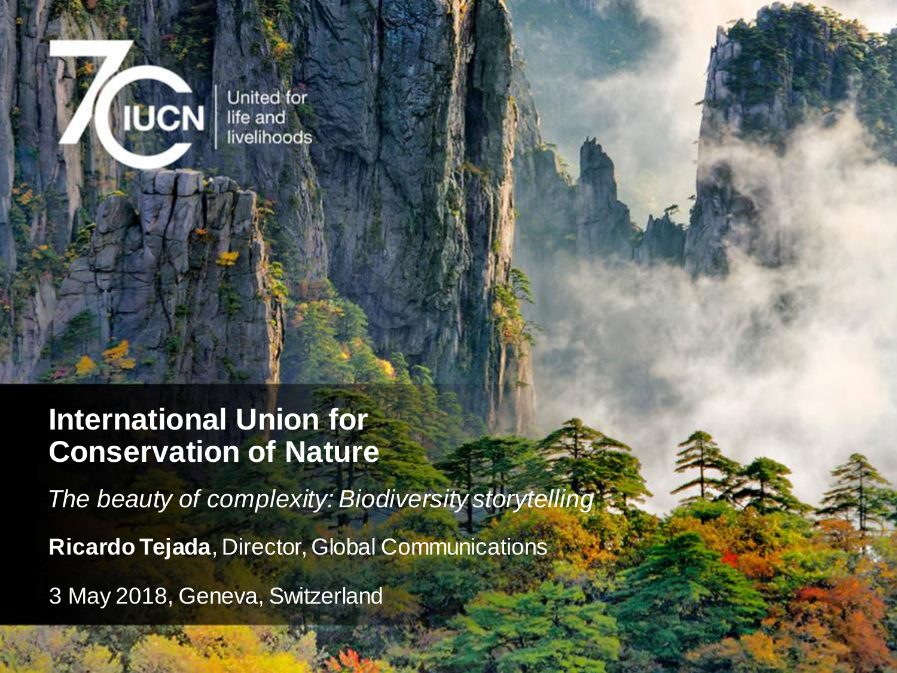IUCN

United for life and livelihoods

# International Union for Conservation of Nature

*The beauty of complexity: Biodiversity storytelling*

**Ricardo Tejada**, Director, Global Communications

3 May 2018, Geneva, Switzerland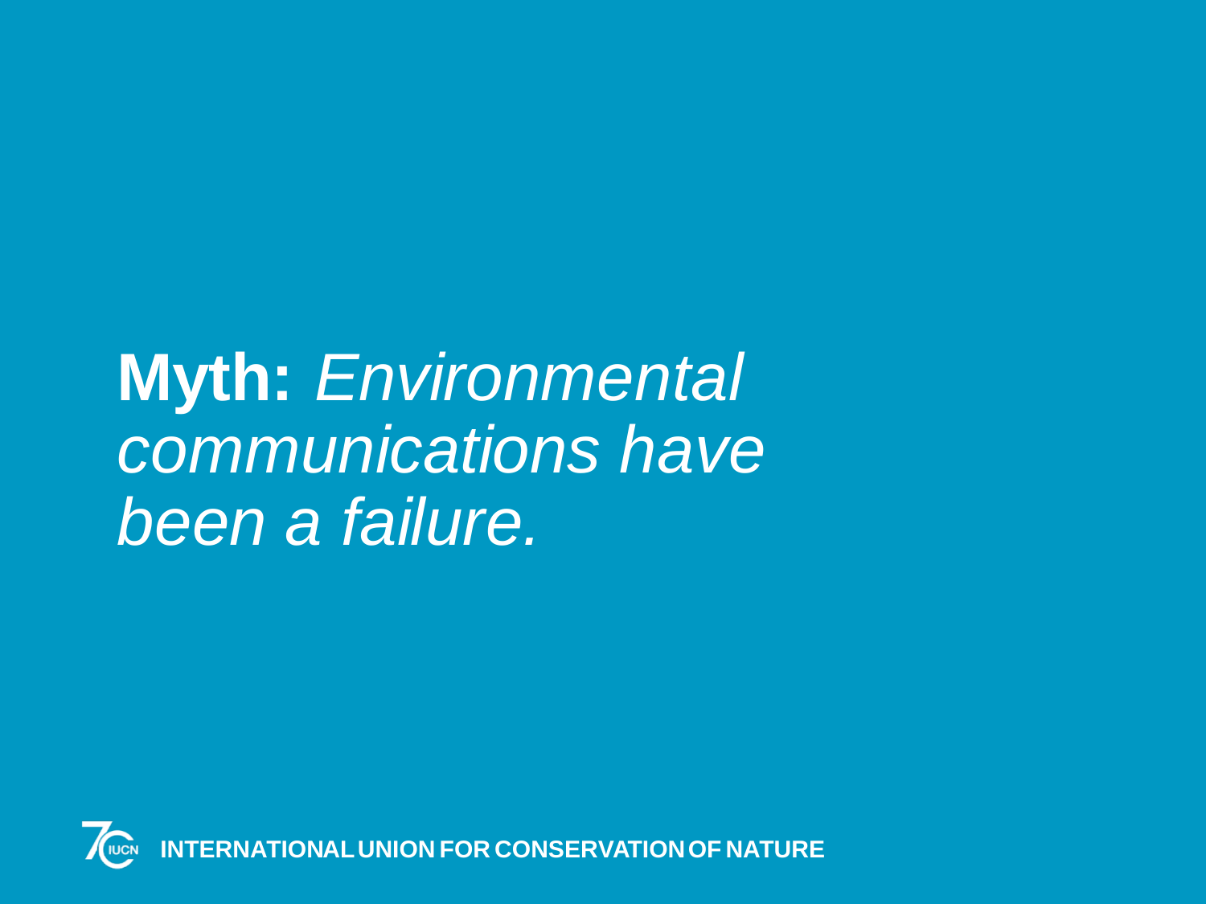**Myth:** *Environmental communications have been a failure.*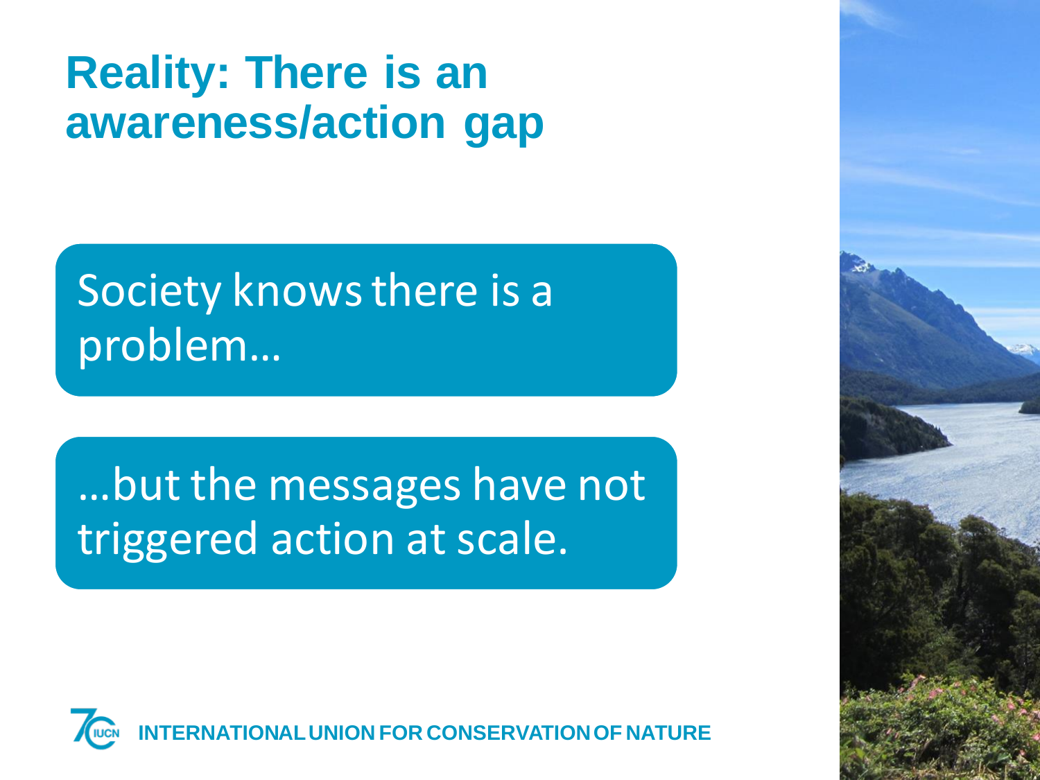# Reality: There is an awareness/action gap

Society knows there is a problem…

…but the messages have not triggered action at scale.

INTERNATIONAL UNION FOR CONSERVATION OF NATURE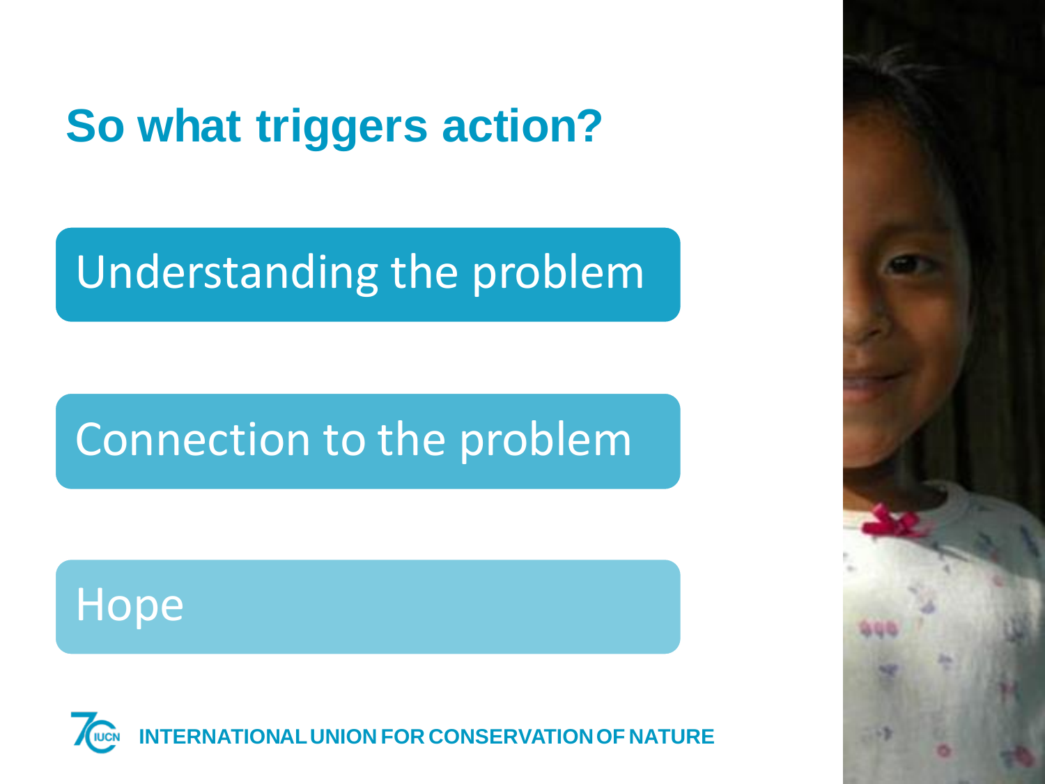# So what triggers action?

- Understanding the problem
- Connection to the problem
- Hope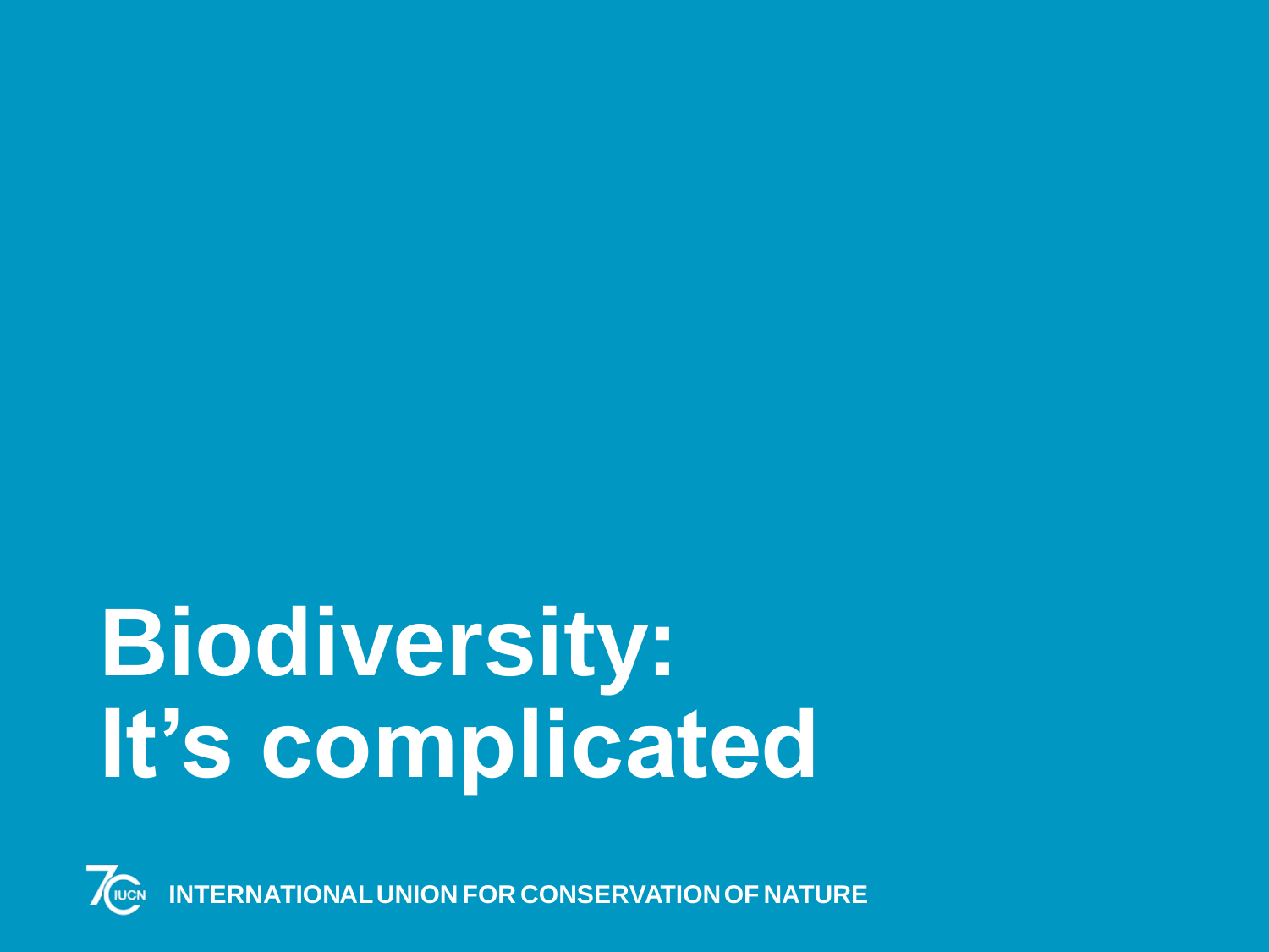# Biodiversity:
# It's complicated

INTERNATIONAL UNION FOR CONSERVATION OF NATURE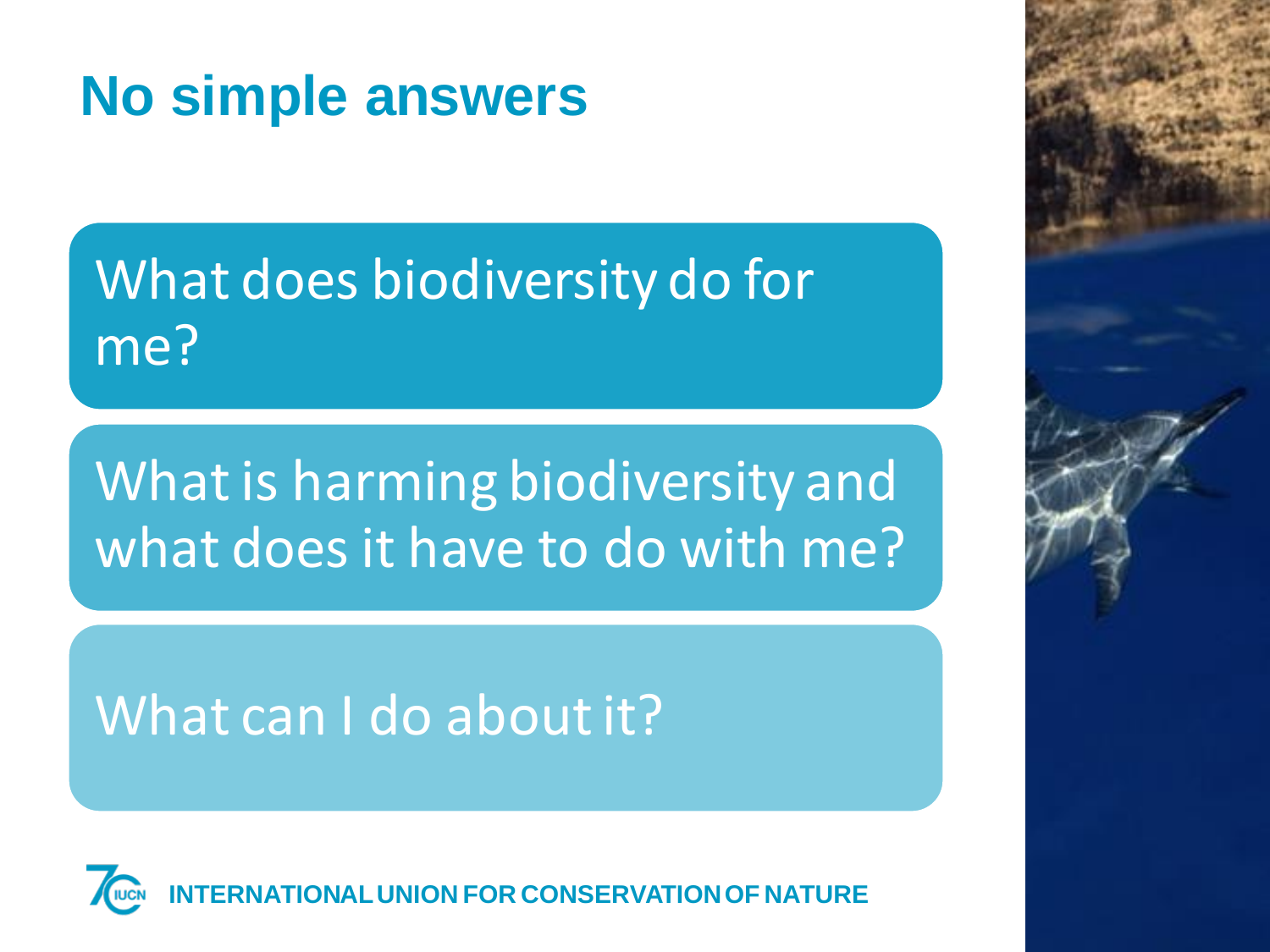# No simple answers

What does biodiversity do for me?

What is harming biodiversity and what does it have to do with me?

What can I do about it?

INTERNATIONAL UNION FOR CONSERVATION OF NATURE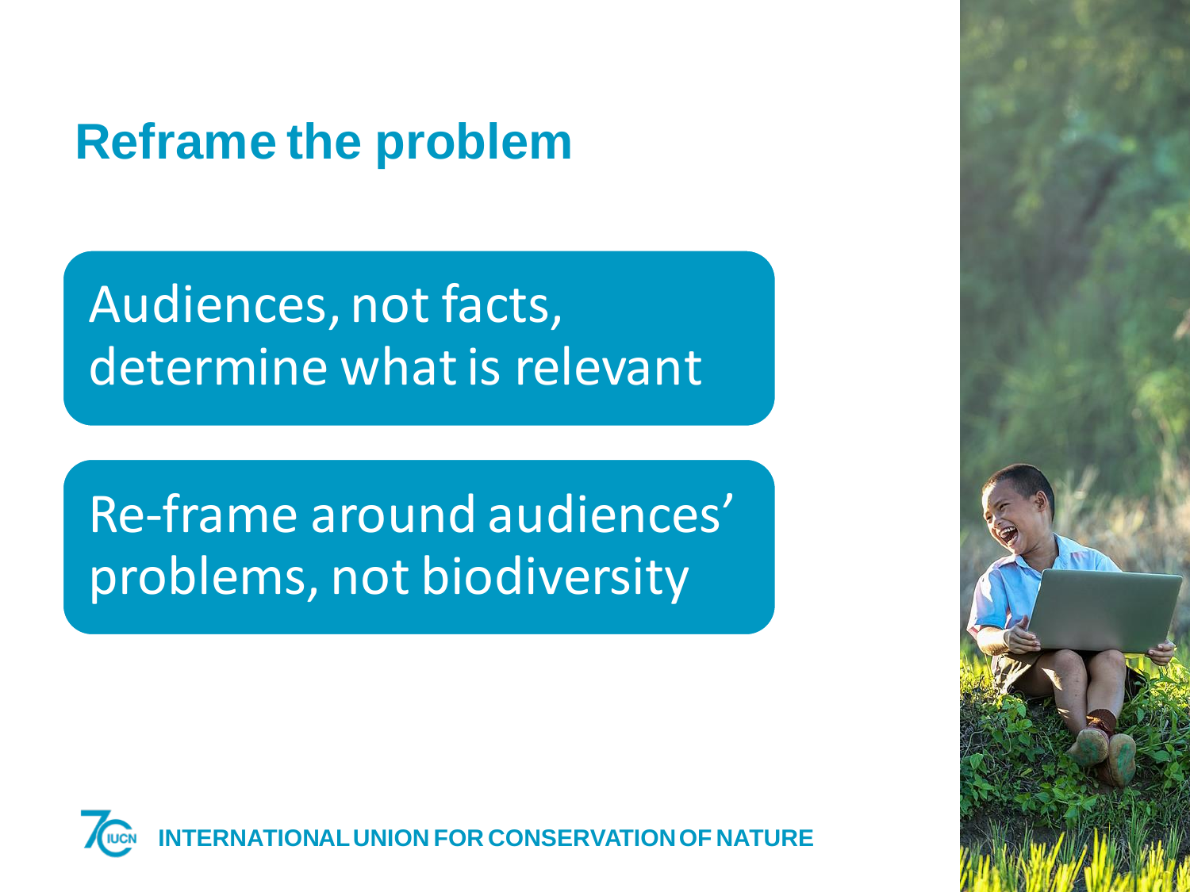# Reframe the problem

Audiences, not facts, determine what is relevant

Re-frame around audiences' problems, not biodiversity

INTERNATIONAL UNION FOR CONSERVATION OF NATURE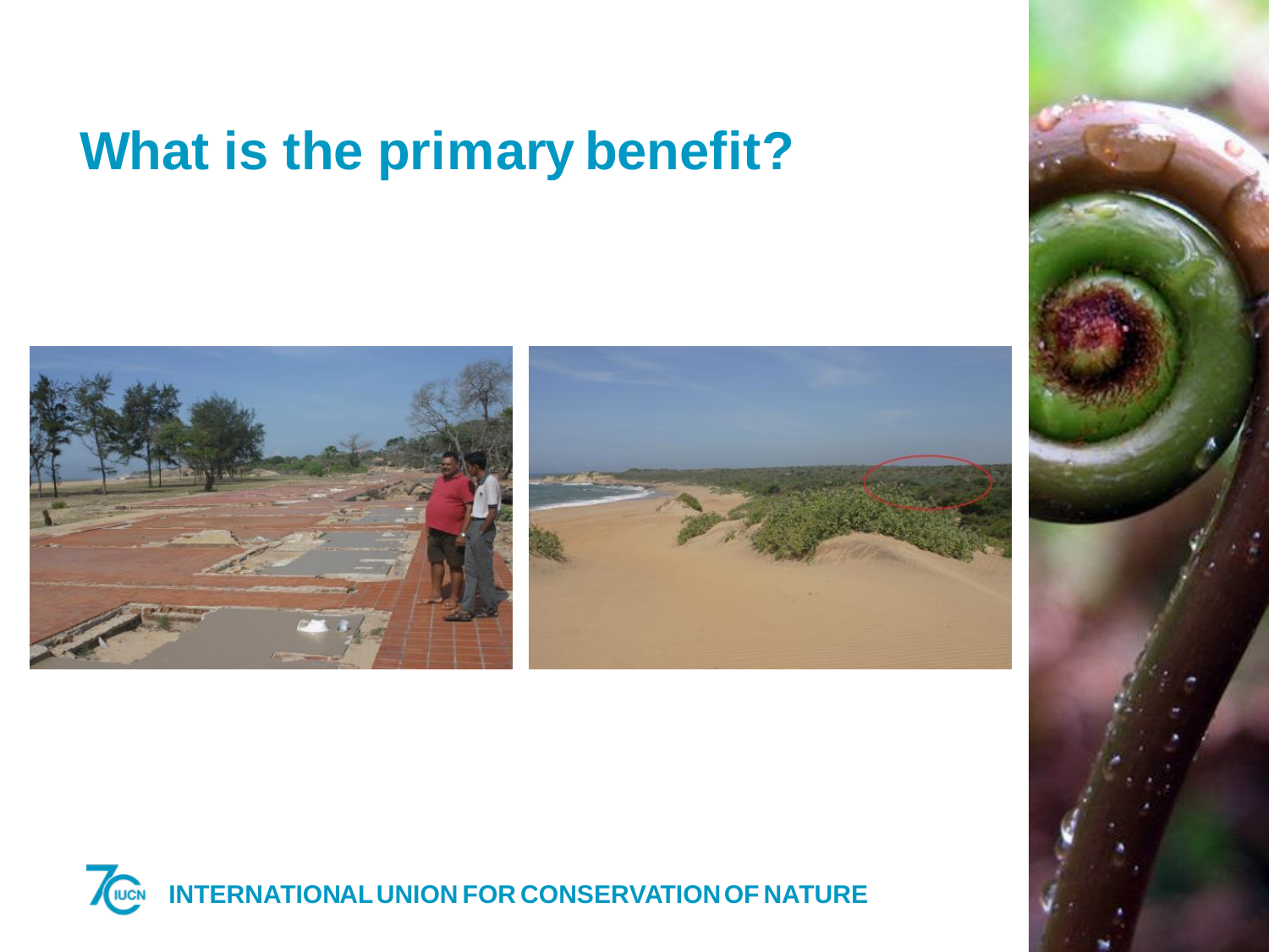# What is the primary benefit?

INTERNATIONAL UNION FOR CONSERVATION OF NATURE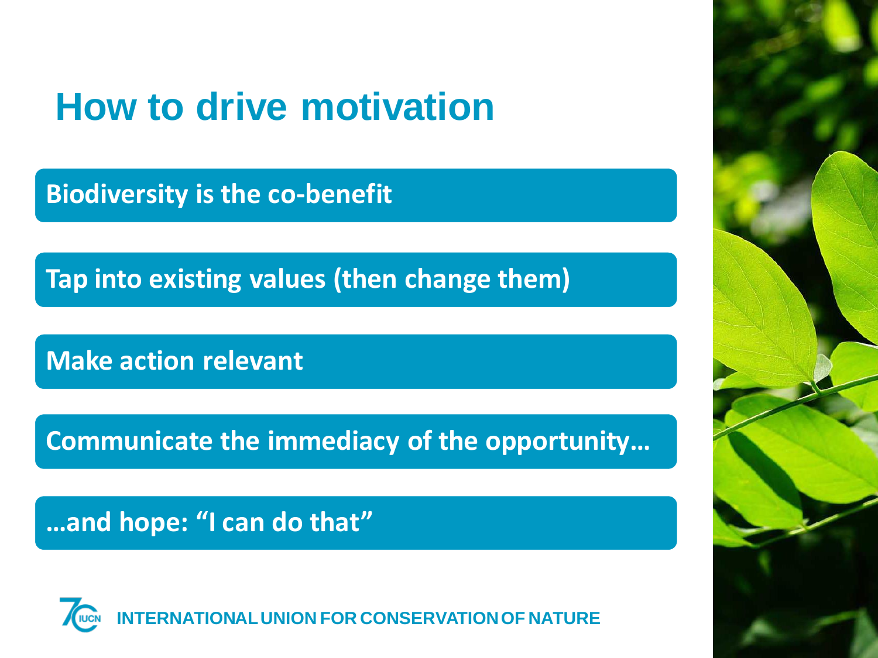# How to drive motivation

- Biodiversity is the co-benefit
- Tap into existing values (then change them)
- Make action relevant
- Communicate the immediacy of the opportunity…
- …and hope: "I can do that"

INTERNATIONAL UNION FOR CONSERVATION OF NATURE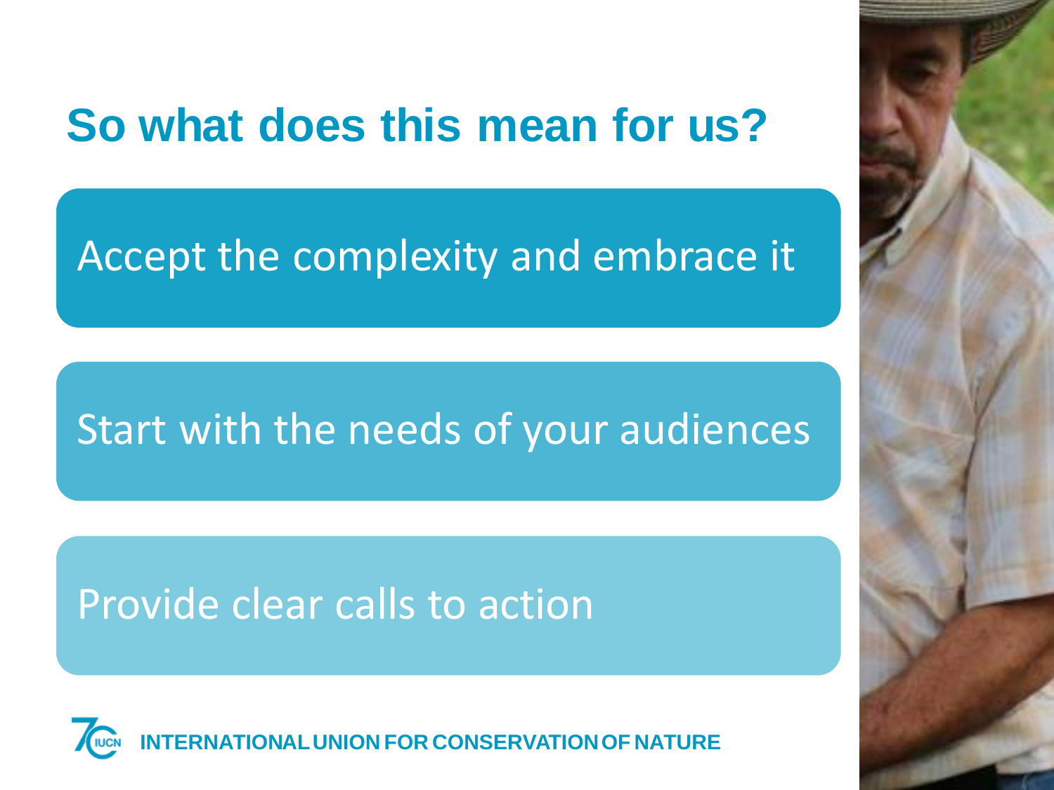# So what does this mean for us?

- Accept the complexity and embrace it
- Start with the needs of your audiences
- Provide clear calls to action

INTERNATIONAL UNION FOR CONSERVATION OF NATURE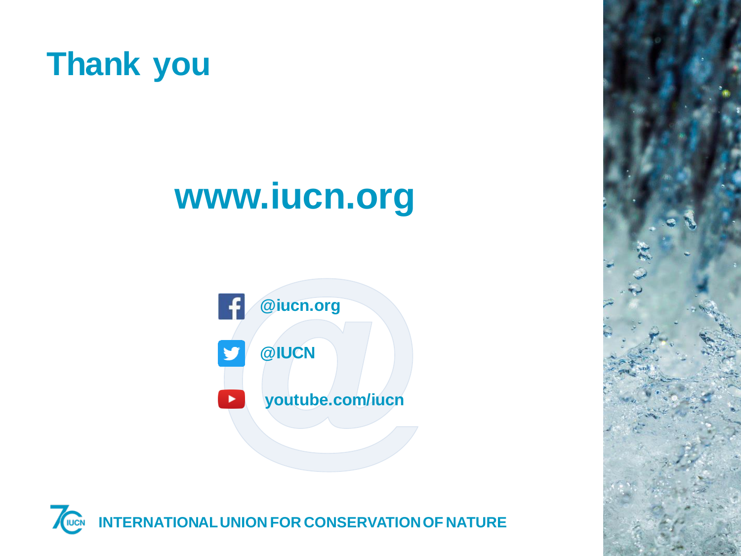# Thank you

## www.iucn.org

@iucn.org

@IUCN

youtube.com/iucn

INTERNATIONAL UNION FOR CONSERVATION OF NATURE